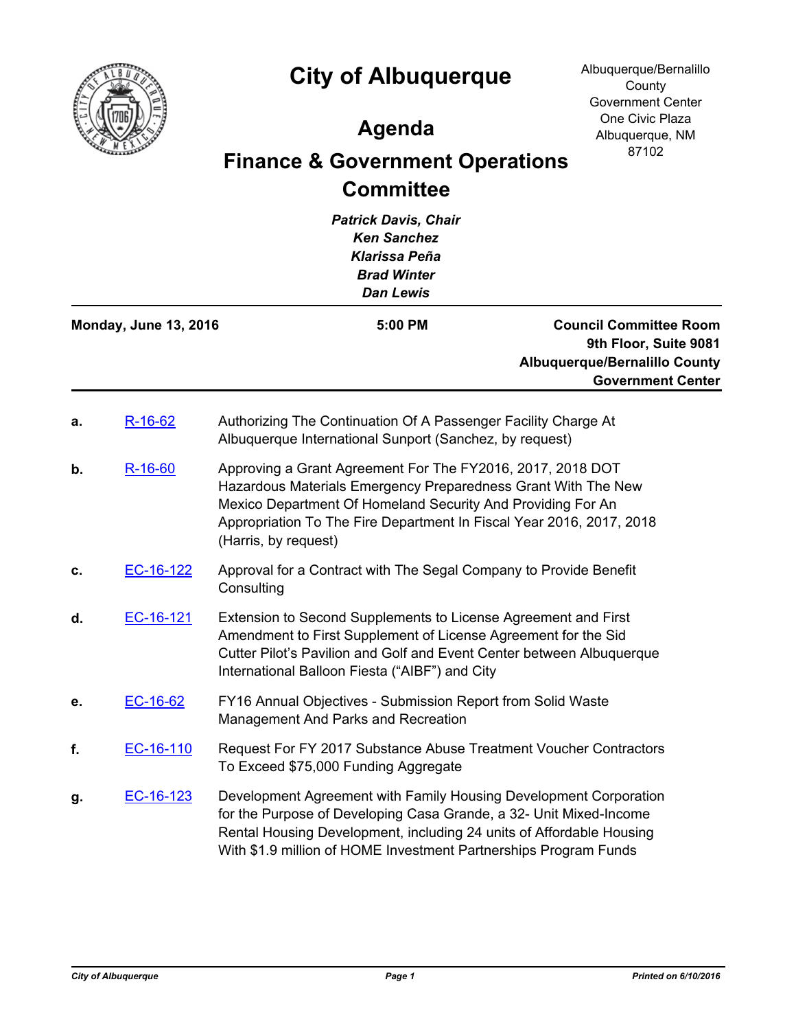# City of Albuquerque

Albuquerque/Bernalillo County Government Center
One Civic Plaza
Albuquerque, NM 87102

## Agenda

## Finance & Government Operations Committee

*Patrick Davis, Chair*
*Ken Sanchez*
*Klarissa Peña*
*Brad Winter*
*Dan Lewis*

**Monday, June 13, 2016** — **5:00 PM** — **Council Committee Room, 9th Floor, Suite 9081, Albuquerque/Bernalillo County Government Center**

---

**a.** R-16-62 — Authorizing The Continuation Of A Passenger Facility Charge At Albuquerque International Sunport (Sanchez, by request)

**b.** R-16-60 — Approving a Grant Agreement For The FY2016, 2017, 2018 DOT Hazardous Materials Emergency Preparedness Grant With The New Mexico Department Of Homeland Security And Providing For An Appropriation To The Fire Department In Fiscal Year 2016, 2017, 2018 (Harris, by request)

**c.** EC-16-122 — Approval for a Contract with The Segal Company to Provide Benefit Consulting

**d.** EC-16-121 — Extension to Second Supplements to License Agreement and First Amendment to First Supplement of License Agreement for the Sid Cutter Pilot's Pavilion and Golf and Event Center between Albuquerque International Balloon Fiesta ("AIBF") and City

**e.** EC-16-62 — FY16 Annual Objectives - Submission Report from Solid Waste Management And Parks and Recreation

**f.** EC-16-110 — Request For FY 2017 Substance Abuse Treatment Voucher Contractors To Exceed $75,000 Funding Aggregate

**g.** EC-16-123 — Development Agreement with Family Housing Development Corporation for the Purpose of Developing Casa Grande, a 32- Unit Mixed-Income Rental Housing Development, including 24 units of Affordable Housing With $1.9 million of HOME Investment Partnerships Program Funds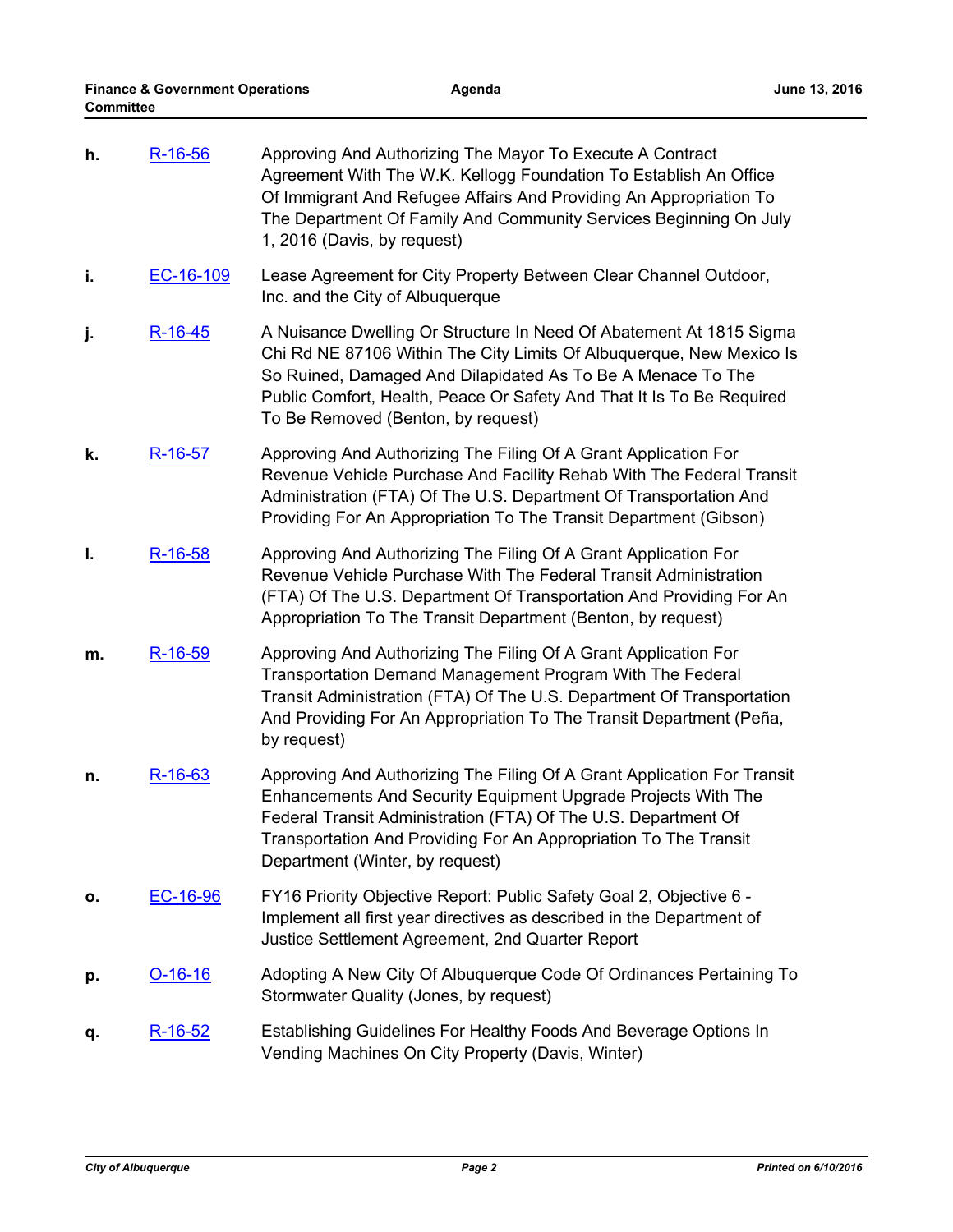h. R-16-56 Approving And Authorizing The Mayor To Execute A Contract Agreement With The W.K. Kellogg Foundation To Establish An Office Of Immigrant And Refugee Affairs And Providing An Appropriation To The Department Of Family And Community Services Beginning On July 1, 2016 (Davis, by request)

i. EC-16-109 Lease Agreement for City Property Between Clear Channel Outdoor, Inc. and the City of Albuquerque

j. R-16-45 A Nuisance Dwelling Or Structure In Need Of Abatement At 1815 Sigma Chi Rd NE 87106 Within The City Limits Of Albuquerque, New Mexico Is So Ruined, Damaged And Dilapidated As To Be A Menace To The Public Comfort, Health, Peace Or Safety And That It Is To Be Required To Be Removed (Benton, by request)

k. R-16-57 Approving And Authorizing The Filing Of A Grant Application For Revenue Vehicle Purchase And Facility Rehab With The Federal Transit Administration (FTA) Of The U.S. Department Of Transportation And Providing For An Appropriation To The Transit Department (Gibson)

l. R-16-58 Approving And Authorizing The Filing Of A Grant Application For Revenue Vehicle Purchase With The Federal Transit Administration (FTA) Of The U.S. Department Of Transportation And Providing For An Appropriation To The Transit Department (Benton, by request)

m. R-16-59 Approving And Authorizing The Filing Of A Grant Application For Transportation Demand Management Program With The Federal Transit Administration (FTA) Of The U.S. Department Of Transportation And Providing For An Appropriation To The Transit Department (Peña, by request)

n. R-16-63 Approving And Authorizing The Filing Of A Grant Application For Transit Enhancements And Security Equipment Upgrade Projects With The Federal Transit Administration (FTA) Of The U.S. Department Of Transportation And Providing For An Appropriation To The Transit Department (Winter, by request)

o. EC-16-96 FY16 Priority Objective Report: Public Safety Goal 2, Objective 6 - Implement all first year directives as described in the Department of Justice Settlement Agreement, 2nd Quarter Report

p. O-16-16 Adopting A New City Of Albuquerque Code Of Ordinances Pertaining To Stormwater Quality (Jones, by request)

q. R-16-52 Establishing Guidelines For Healthy Foods And Beverage Options In Vending Machines On City Property (Davis, Winter)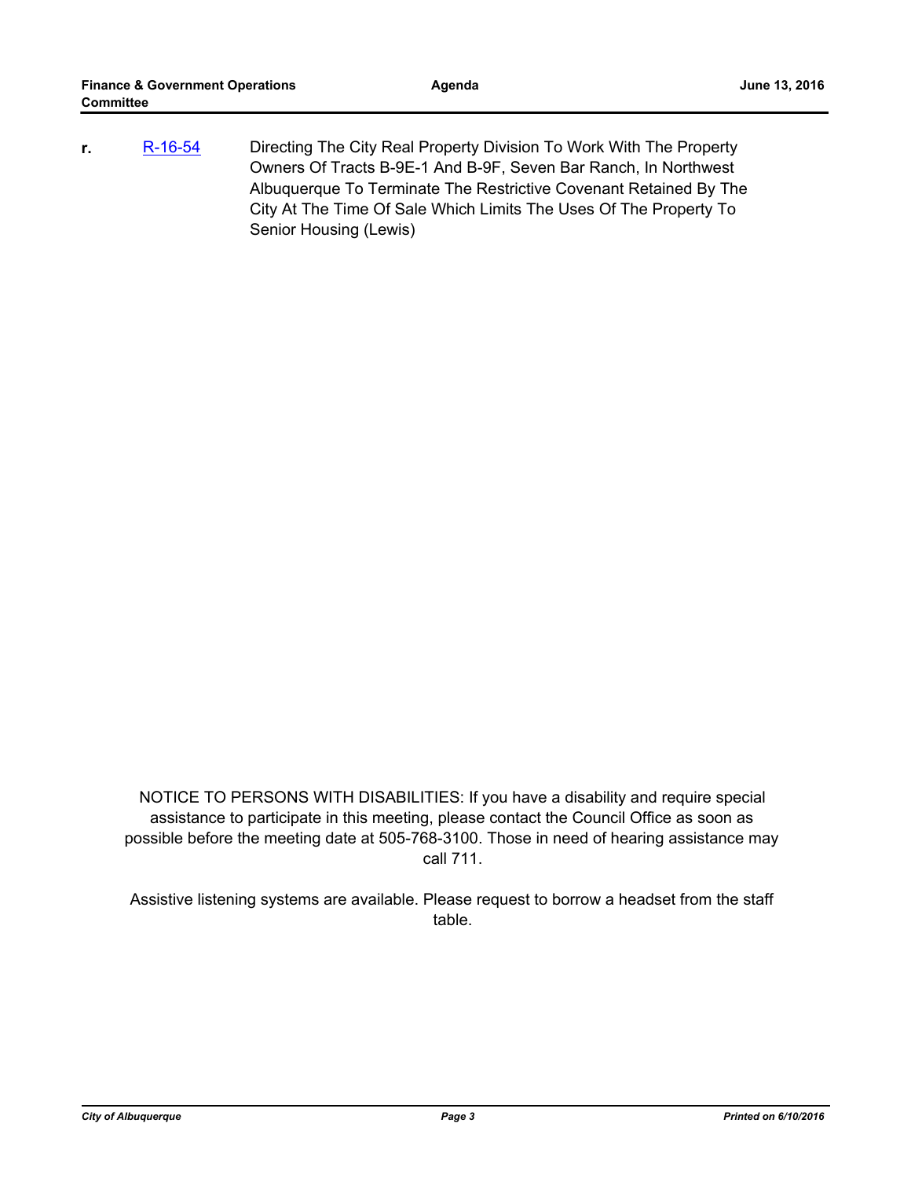**r.** R-16-54 Directing The City Real Property Division To Work With The Property Owners Of Tracts B-9E-1 And B-9F, Seven Bar Ranch, In Northwest Albuquerque To Terminate The Restrictive Covenant Retained By The City At The Time Of Sale Which Limits The Uses Of The Property To Senior Housing (Lewis)

NOTICE TO PERSONS WITH DISABILITIES: If you have a disability and require special assistance to participate in this meeting, please contact the Council Office as soon as possible before the meeting date at 505-768-3100. Those in need of hearing assistance may call 711.

Assistive listening systems are available. Please request to borrow a headset from the staff table.